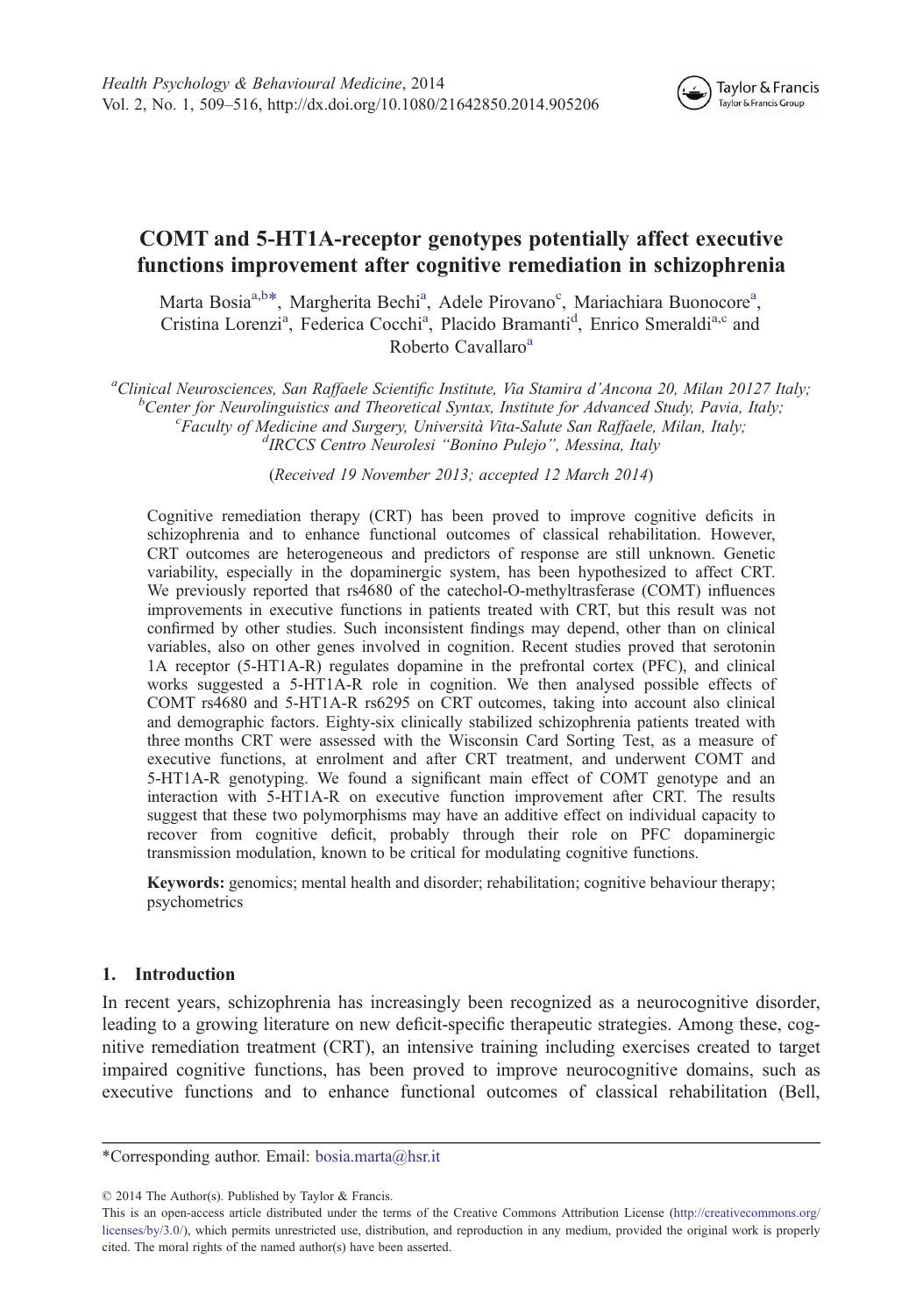# COMT and 5-HT1A-receptor genotypes potentially affect executive functions improvement after cognitive remediation in schizophrenia

Marta Bosia[a,b*], Margherita Bechi[a], Adele Pirovano[c], Mariachiara Buonocore[a], Cristina Lorenzi[a], Federica Cocchi[a], Placido Bramanti[d], Enrico Smeraldi[a,c] and Roberto Cavallaro[a]

[a]*Clinical Neurosciences, San Raffaele Scientific Institute, Via Stamira d'Ancona 20, Milan 20127 Italy;* [b]*Center for Neurolinguistics and Theoretical Syntax, Institute for Advanced Study, Pavia, Italy;* [c]*Faculty of Medicine and Surgery, Università Vita-Salute San Raffaele, Milan, Italy;* [d]*IRCCS Centro Neurolesi "Bonino Pulejo", Messina, Italy*

(*Received 19 November 2013; accepted 12 March 2014*)

Cognitive remediation therapy (CRT) has been proved to improve cognitive deficits in schizophrenia and to enhance functional outcomes of classical rehabilitation. However, CRT outcomes are heterogeneous and predictors of response are still unknown. Genetic variability, especially in the dopaminergic system, has been hypothesized to affect CRT. We previously reported that rs4680 of the catechol-O-methyltrasferase (COMT) influences improvements in executive functions in patients treated with CRT, but this result was not confirmed by other studies. Such inconsistent findings may depend, other than on clinical variables, also on other genes involved in cognition. Recent studies proved that serotonin 1A receptor (5-HT1A-R) regulates dopamine in the prefrontal cortex (PFC), and clinical works suggested a 5-HT1A-R role in cognition. We then analysed possible effects of COMT rs4680 and 5-HT1A-R rs6295 on CRT outcomes, taking into account also clinical and demographic factors. Eighty-six clinically stabilized schizophrenia patients treated with three months CRT were assessed with the Wisconsin Card Sorting Test, as a measure of executive functions, at enrolment and after CRT treatment, and underwent COMT and 5-HT1A-R genotyping. We found a significant main effect of COMT genotype and an interaction with 5-HT1A-R on executive function improvement after CRT. The results suggest that these two polymorphisms may have an additive effect on individual capacity to recover from cognitive deficit, probably through their role on PFC dopaminergic transmission modulation, known to be critical for modulating cognitive functions.

**Keywords:** genomics; mental health and disorder; rehabilitation; cognitive behaviour therapy; psychometrics

## 1. Introduction

In recent years, schizophrenia has increasingly been recognized as a neurocognitive disorder, leading to a growing literature on new deficit-specific therapeutic strategies. Among these, cognitive remediation treatment (CRT), an intensive training including exercises created to target impaired cognitive functions, has been proved to improve neurocognitive domains, such as executive functions and to enhance functional outcomes of classical rehabilitation (Bell,

*Corresponding author. Email: bosia.marta@hsr.it

© 2014 The Author(s). Published by Taylor & Francis.
This is an open-access article distributed under the terms of the Creative Commons Attribution License (http://creativecommons.org/licenses/by/3.0/), which permits unrestricted use, distribution, and reproduction in any medium, provided the original work is properly cited. The moral rights of the named author(s) have been asserted.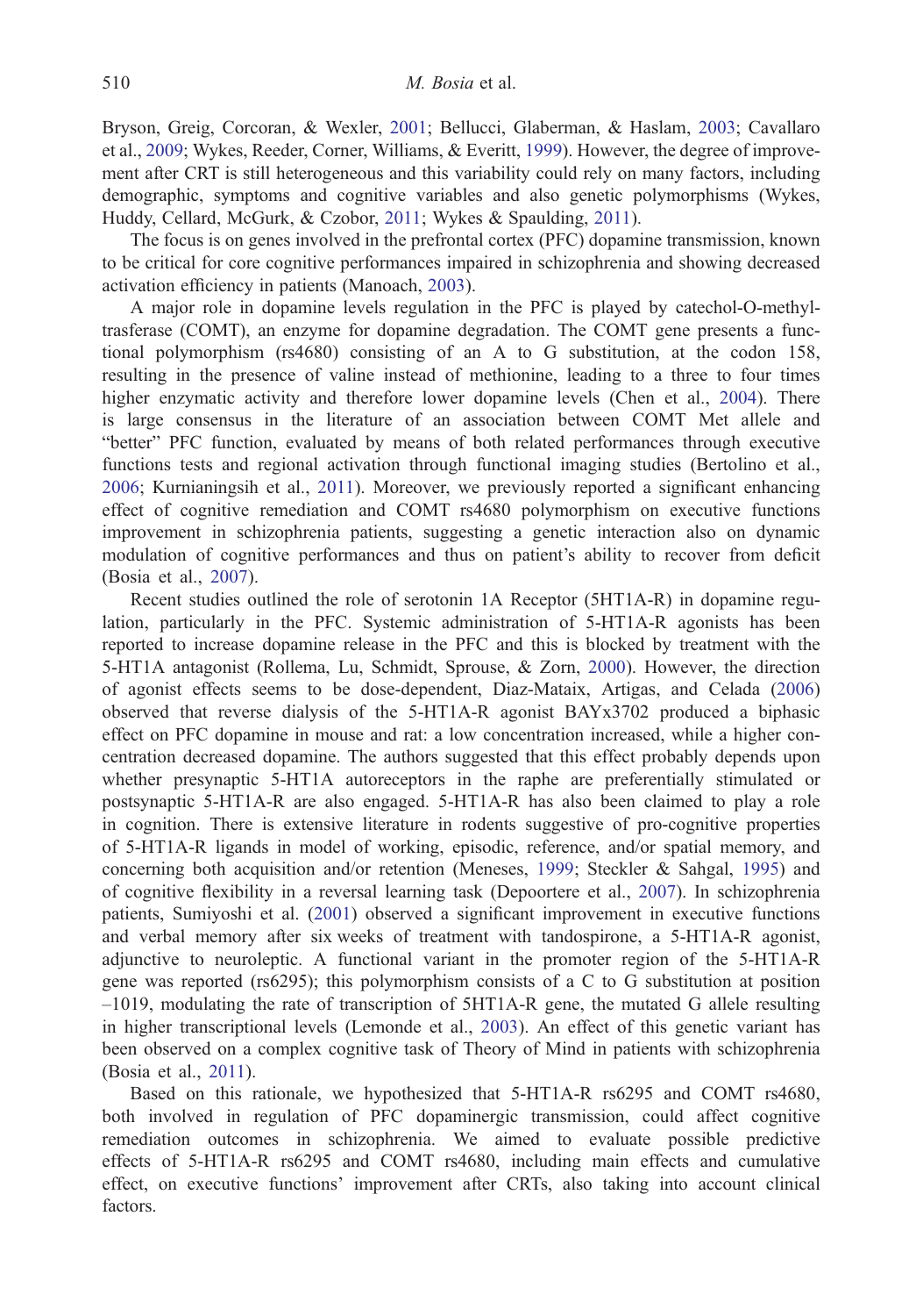Bryson, Greig, Corcoran, & Wexler, 2001; Bellucci, Glaberman, & Haslam, 2003; Cavallaro et al., 2009; Wykes, Reeder, Corner, Williams, & Everitt, 1999). However, the degree of improvement after CRT is still heterogeneous and this variability could rely on many factors, including demographic, symptoms and cognitive variables and also genetic polymorphisms (Wykes, Huddy, Cellard, McGurk, & Czobor, 2011; Wykes & Spaulding, 2011).

The focus is on genes involved in the prefrontal cortex (PFC) dopamine transmission, known to be critical for core cognitive performances impaired in schizophrenia and showing decreased activation efficiency in patients (Manoach, 2003).

A major role in dopamine levels regulation in the PFC is played by catechol-O-methyl-trasferase (COMT), an enzyme for dopamine degradation. The COMT gene presents a functional polymorphism (rs4680) consisting of an A to G substitution, at the codon 158, resulting in the presence of valine instead of methionine, leading to a three to four times higher enzymatic activity and therefore lower dopamine levels (Chen et al., 2004). There is large consensus in the literature of an association between COMT Met allele and "better" PFC function, evaluated by means of both related performances through executive functions tests and regional activation through functional imaging studies (Bertolino et al., 2006; Kurnianingsih et al., 2011). Moreover, we previously reported a significant enhancing effect of cognitive remediation and COMT rs4680 polymorphism on executive functions improvement in schizophrenia patients, suggesting a genetic interaction also on dynamic modulation of cognitive performances and thus on patient's ability to recover from deficit (Bosia et al., 2007).

Recent studies outlined the role of serotonin 1A Receptor (5HT1A-R) in dopamine regulation, particularly in the PFC. Systemic administration of 5-HT1A-R agonists has been reported to increase dopamine release in the PFC and this is blocked by treatment with the 5-HT1A antagonist (Rollema, Lu, Schmidt, Sprouse, & Zorn, 2000). However, the direction of agonist effects seems to be dose-dependent, Diaz-Mataix, Artigas, and Celada (2006) observed that reverse dialysis of the 5-HT1A-R agonist BAYx3702 produced a biphasic effect on PFC dopamine in mouse and rat: a low concentration increased, while a higher concentration decreased dopamine. The authors suggested that this effect probably depends upon whether presynaptic 5-HT1A autoreceptors in the raphe are preferentially stimulated or postsynaptic 5-HT1A-R are also engaged. 5-HT1A-R has also been claimed to play a role in cognition. There is extensive literature in rodents suggestive of pro-cognitive properties of 5-HT1A-R ligands in model of working, episodic, reference, and/or spatial memory, and concerning both acquisition and/or retention (Meneses, 1999; Steckler & Sahgal, 1995) and of cognitive flexibility in a reversal learning task (Depoortere et al., 2007). In schizophrenia patients, Sumiyoshi et al. (2001) observed a significant improvement in executive functions and verbal memory after six weeks of treatment with tandospirone, a 5-HT1A-R agonist, adjunctive to neuroleptic. A functional variant in the promoter region of the 5-HT1A-R gene was reported (rs6295); this polymorphism consists of a C to G substitution at position –1019, modulating the rate of transcription of 5HT1A-R gene, the mutated G allele resulting in higher transcriptional levels (Lemonde et al., 2003). An effect of this genetic variant has been observed on a complex cognitive task of Theory of Mind in patients with schizophrenia (Bosia et al., 2011).

Based on this rationale, we hypothesized that 5-HT1A-R rs6295 and COMT rs4680, both involved in regulation of PFC dopaminergic transmission, could affect cognitive remediation outcomes in schizophrenia. We aimed to evaluate possible predictive effects of 5-HT1A-R rs6295 and COMT rs4680, including main effects and cumulative effect, on executive functions' improvement after CRTs, also taking into account clinical factors.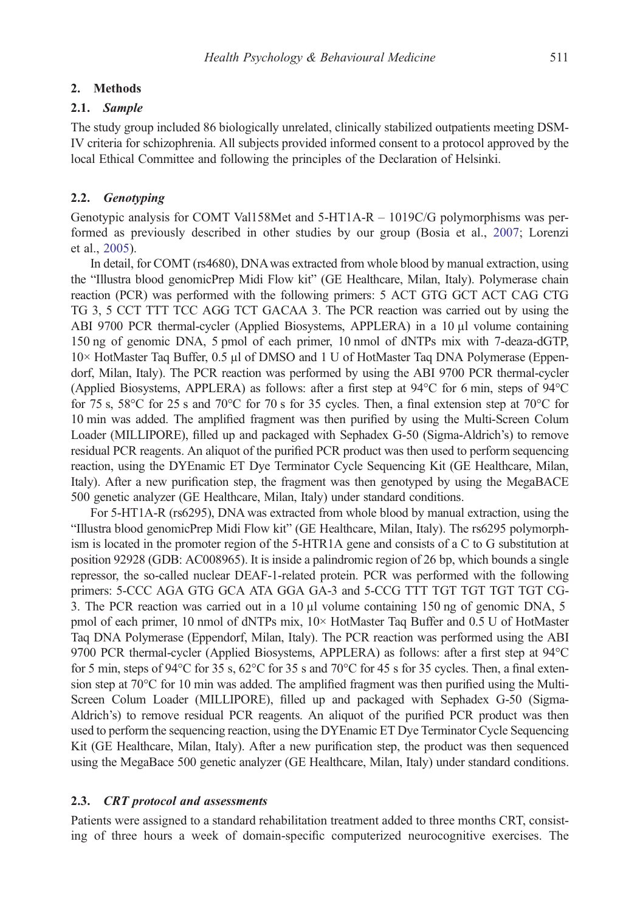## 2. Methods

### 2.1. *Sample*

The study group included 86 biologically unrelated, clinically stabilized outpatients meeting DSM-IV criteria for schizophrenia. All subjects provided informed consent to a protocol approved by the local Ethical Committee and following the principles of the Declaration of Helsinki.

### 2.2. *Genotyping*

Genotypic analysis for COMT Val158Met and 5-HT1A-R – 1019C/G polymorphisms was performed as previously described in other studies by our group (Bosia et al., 2007; Lorenzi et al., 2005).

In detail, for COMT (rs4680), DNA was extracted from whole blood by manual extraction, using the "Illustra blood genomicPrep Midi Flow kit" (GE Healthcare, Milan, Italy). Polymerase chain reaction (PCR) was performed with the following primers: 5 ACT GTG GCT ACT CAG CTG TG 3, 5 CCT TTT TCC AGG TCT GACAA 3. The PCR reaction was carried out by using the ABI 9700 PCR thermal-cycler (Applied Biosystems, APPLERA) in a 10 µl volume containing 150 ng of genomic DNA, 5 pmol of each primer, 10 nmol of dNTPs mix with 7-deaza-dGTP, 10× HotMaster Taq Buffer, 0.5 µl of DMSO and 1 U of HotMaster Taq DNA Polymerase (Eppendorf, Milan, Italy). The PCR reaction was performed by using the ABI 9700 PCR thermal-cycler (Applied Biosystems, APPLERA) as follows: after a first step at 94°C for 6 min, steps of 94°C for 75 s, 58°C for 25 s and 70°C for 70 s for 35 cycles. Then, a final extension step at 70°C for 10 min was added. The amplified fragment was then purified by using the Multi-Screen Colum Loader (MILLIPORE), filled up and packaged with Sephadex G-50 (Sigma-Aldrich's) to remove residual PCR reagents. An aliquot of the purified PCR product was then used to perform sequencing reaction, using the DYEnamic ET Dye Terminator Cycle Sequencing Kit (GE Healthcare, Milan, Italy). After a new purification step, the fragment was then genotyped by using the MegaBACE 500 genetic analyzer (GE Healthcare, Milan, Italy) under standard conditions.

For 5-HT1A-R (rs6295), DNA was extracted from whole blood by manual extraction, using the "Illustra blood genomicPrep Midi Flow kit" (GE Healthcare, Milan, Italy). The rs6295 polymorphism is located in the promoter region of the 5-HTR1A gene and consists of a C to G substitution at position 92928 (GDB: AC008965). It is inside a palindromic region of 26 bp, which bounds a single repressor, the so-called nuclear DEAF-1-related protein. PCR was performed with the following primers: 5-CCC AGA GTG GCA ATA GGA GA-3 and 5-CCG TTT TGT TGT TGT TGT CG-3. The PCR reaction was carried out in a 10 µl volume containing 150 ng of genomic DNA, 5 pmol of each primer, 10 nmol of dNTPs mix, 10× HotMaster Taq Buffer and 0.5 U of HotMaster Taq DNA Polymerase (Eppendorf, Milan, Italy). The PCR reaction was performed using the ABI 9700 PCR thermal-cycler (Applied Biosystems, APPLERA) as follows: after a first step at 94°C for 5 min, steps of 94°C for 35 s, 62°C for 35 s and 70°C for 45 s for 35 cycles. Then, a final extension step at 70°C for 10 min was added. The amplified fragment was then purified using the Multi-Screen Colum Loader (MILLIPORE), filled up and packaged with Sephadex G-50 (Sigma-Aldrich's) to remove residual PCR reagents. An aliquot of the purified PCR product was then used to perform the sequencing reaction, using the DYEnamic ET Dye Terminator Cycle Sequencing Kit (GE Healthcare, Milan, Italy). After a new purification step, the product was then sequenced using the MegaBace 500 genetic analyzer (GE Healthcare, Milan, Italy) under standard conditions.

### 2.3. *CRT protocol and assessments*

Patients were assigned to a standard rehabilitation treatment added to three months CRT, consisting of three hours a week of domain-specific computerized neurocognitive exercises. The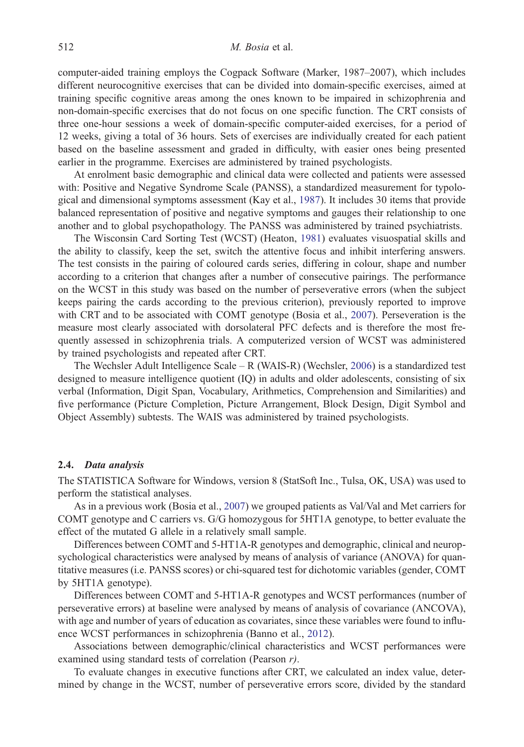computer-aided training employs the Cogpack Software (Marker, 1987–2007), which includes different neurocognitive exercises that can be divided into domain-specific exercises, aimed at training specific cognitive areas among the ones known to be impaired in schizophrenia and non-domain-specific exercises that do not focus on one specific function. The CRT consists of three one-hour sessions a week of domain-specific computer-aided exercises, for a period of 12 weeks, giving a total of 36 hours. Sets of exercises are individually created for each patient based on the baseline assessment and graded in difficulty, with easier ones being presented earlier in the programme. Exercises are administered by trained psychologists.

At enrolment basic demographic and clinical data were collected and patients were assessed with: Positive and Negative Syndrome Scale (PANSS), a standardized measurement for typological and dimensional symptoms assessment (Kay et al., 1987). It includes 30 items that provide balanced representation of positive and negative symptoms and gauges their relationship to one another and to global psychopathology. The PANSS was administered by trained psychiatrists.

The Wisconsin Card Sorting Test (WCST) (Heaton, 1981) evaluates visuospatial skills and the ability to classify, keep the set, switch the attentive focus and inhibit interfering answers. The test consists in the pairing of coloured cards series, differing in colour, shape and number according to a criterion that changes after a number of consecutive pairings. The performance on the WCST in this study was based on the number of perseverative errors (when the subject keeps pairing the cards according to the previous criterion), previously reported to improve with CRT and to be associated with COMT genotype (Bosia et al., 2007). Perseveration is the measure most clearly associated with dorsolateral PFC defects and is therefore the most frequently assessed in schizophrenia trials. A computerized version of WCST was administered by trained psychologists and repeated after CRT.

The Wechsler Adult Intelligence Scale – R (WAIS-R) (Wechsler, 2006) is a standardized test designed to measure intelligence quotient (IQ) in adults and older adolescents, consisting of six verbal (Information, Digit Span, Vocabulary, Arithmetics, Comprehension and Similarities) and five performance (Picture Completion, Picture Arrangement, Block Design, Digit Symbol and Object Assembly) subtests. The WAIS was administered by trained psychologists.

### 2.4. *Data analysis*

The STATISTICA Software for Windows, version 8 (StatSoft Inc., Tulsa, OK, USA) was used to perform the statistical analyses.

As in a previous work (Bosia et al., 2007) we grouped patients as Val/Val and Met carriers for COMT genotype and C carriers vs. G/G homozygous for 5HT1A genotype, to better evaluate the effect of the mutated G allele in a relatively small sample.

Differences between COMT and 5-HT1A-R genotypes and demographic, clinical and neuropsychological characteristics were analysed by means of analysis of variance (ANOVA) for quantitative measures (i.e. PANSS scores) or chi-squared test for dichotomic variables (gender, COMT by 5HT1A genotype).

Differences between COMT and 5-HT1A-R genotypes and WCST performances (number of perseverative errors) at baseline were analysed by means of analysis of covariance (ANCOVA), with age and number of years of education as covariates, since these variables were found to influence WCST performances in schizophrenia (Banno et al., 2012).

Associations between demographic/clinical characteristics and WCST performances were examined using standard tests of correlation (Pearson *r)*.

To evaluate changes in executive functions after CRT, we calculated an index value, determined by change in the WCST, number of perseverative errors score, divided by the standard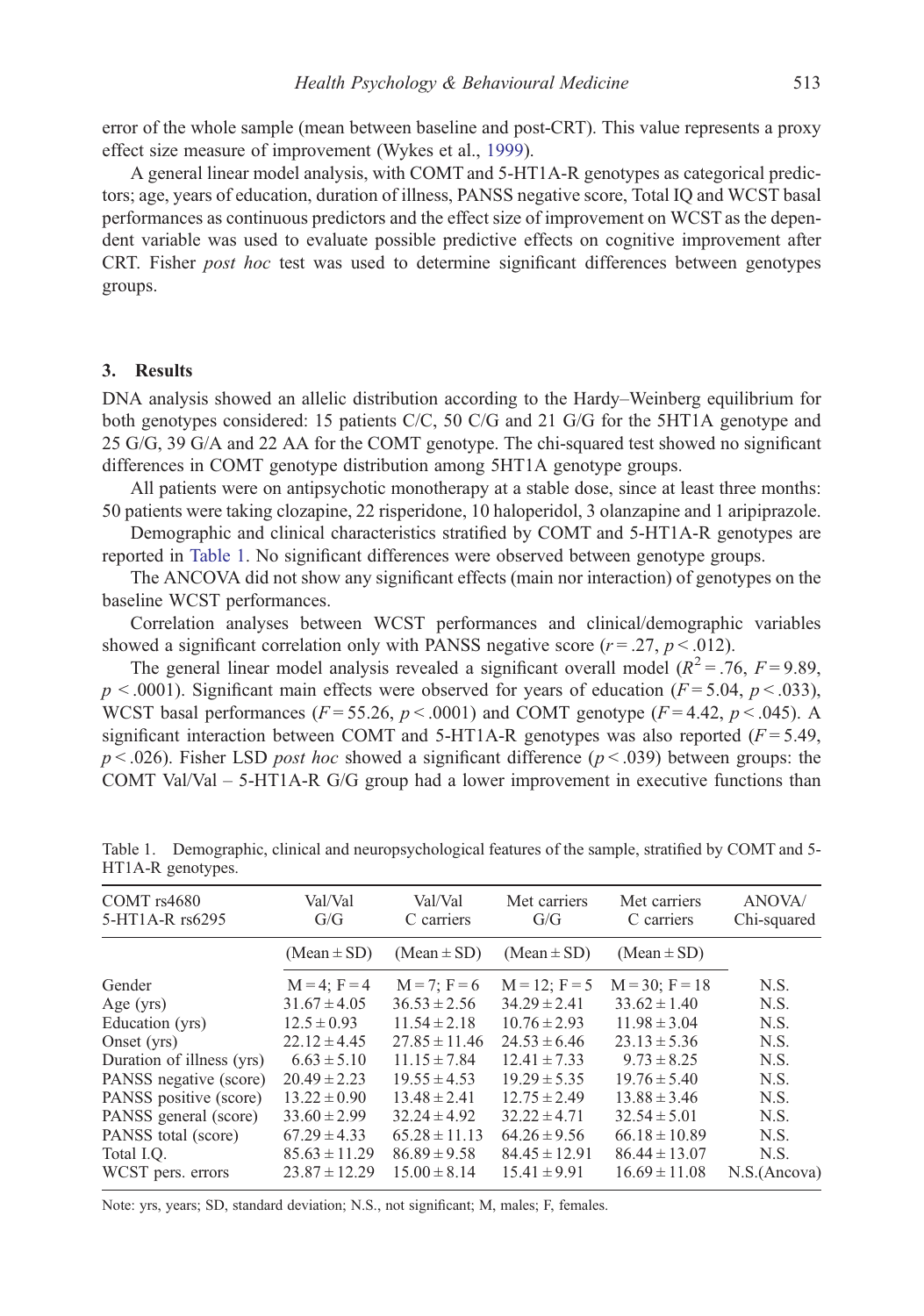error of the whole sample (mean between baseline and post-CRT). This value represents a proxy effect size measure of improvement (Wykes et al., 1999).

A general linear model analysis, with COMT and 5-HT1A-R genotypes as categorical predictors; age, years of education, duration of illness, PANSS negative score, Total IQ and WCST basal performances as continuous predictors and the effect size of improvement on WCST as the dependent variable was used to evaluate possible predictive effects on cognitive improvement after CRT. Fisher *post hoc* test was used to determine significant differences between genotypes groups.

## 3. Results

DNA analysis showed an allelic distribution according to the Hardy–Weinberg equilibrium for both genotypes considered: 15 patients C/C, 50 C/G and 21 G/G for the 5HT1A genotype and 25 G/G, 39 G/A and 22 AA for the COMT genotype. The chi-squared test showed no significant differences in COMT genotype distribution among 5HT1A genotype groups.

All patients were on antipsychotic monotherapy at a stable dose, since at least three months: 50 patients were taking clozapine, 22 risperidone, 10 haloperidol, 3 olanzapine and 1 aripiprazole.

Demographic and clinical characteristics stratified by COMT and 5-HT1A-R genotypes are reported in Table 1. No significant differences were observed between genotype groups.

The ANCOVA did not show any significant effects (main nor interaction) of genotypes on the baseline WCST performances.

Correlation analyses between WCST performances and clinical/demographic variables showed a significant correlation only with PANSS negative score ($r = .27$, $p < .012$).

The general linear model analysis revealed a significant overall model ($R^2 = .76$, $F = 9.89$, $p < .0001$). Significant main effects were observed for years of education ($F = 5.04$, $p < .033$), WCST basal performances ($F = 55.26$, $p < .0001$) and COMT genotype ($F = 4.42$, $p < .045$). A significant interaction between COMT and 5-HT1A-R genotypes was also reported ($F = 5.49$, $p < .026$). Fisher LSD *post hoc* showed a significant difference ($p < .039$) between groups: the COMT Val/Val – 5-HT1A-R G/G group had a lower improvement in executive functions than

Table 1. Demographic, clinical and neuropsychological features of the sample, stratified by COMT and 5-HT1A-R genotypes.

| COMT rs4680<br>5-HT1A-R rs6295 | Val/Val<br>G/G | Val/Val<br>C carriers | Met carriers<br>G/G | Met carriers<br>C carriers | ANOVA/<br>Chi-squared |
|---|---|---|---|---|---|
| | (Mean ± SD) | (Mean ± SD) | (Mean ± SD) | (Mean ± SD) | |
| Gender | M = 4; F = 4 | M = 7; F = 6 | M = 12; F = 5 | M = 30; F = 18 | N.S. |
| Age (yrs) | 31.67 ± 4.05 | 36.53 ± 2.56 | 34.29 ± 2.41 | 33.62 ± 1.40 | N.S. |
| Education (yrs) | 12.5 ± 0.93 | 11.54 ± 2.18 | 10.76 ± 2.93 | 11.98 ± 3.04 | N.S. |
| Onset (yrs) | 22.12 ± 4.45 | 27.85 ± 11.46 | 24.53 ± 6.46 | 23.13 ± 5.36 | N.S. |
| Duration of illness (yrs) | 6.63 ± 5.10 | 11.15 ± 7.84 | 12.41 ± 7.33 | 9.73 ± 8.25 | N.S. |
| PANSS negative (score) | 20.49 ± 2.23 | 19.55 ± 4.53 | 19.29 ± 5.35 | 19.76 ± 5.40 | N.S. |
| PANSS positive (score) | 13.22 ± 0.90 | 13.48 ± 2.41 | 12.75 ± 2.49 | 13.88 ± 3.46 | N.S. |
| PANSS general (score) | 33.60 ± 2.99 | 32.24 ± 4.92 | 32.22 ± 4.71 | 32.54 ± 5.01 | N.S. |
| PANSS total (score) | 67.29 ± 4.33 | 65.28 ± 11.13 | 64.26 ± 9.56 | 66.18 ± 10.89 | N.S. |
| Total I.Q. | 85.63 ± 11.29 | 86.89 ± 9.58 | 84.45 ± 12.91 | 86.44 ± 13.07 | N.S. |
| WCST pers. errors | 23.87 ± 12.29 | 15.00 ± 8.14 | 15.41 ± 9.91 | 16.69 ± 11.08 | N.S.(Ancova) |

Note: yrs, years; SD, standard deviation; N.S., not significant; M, males; F, females.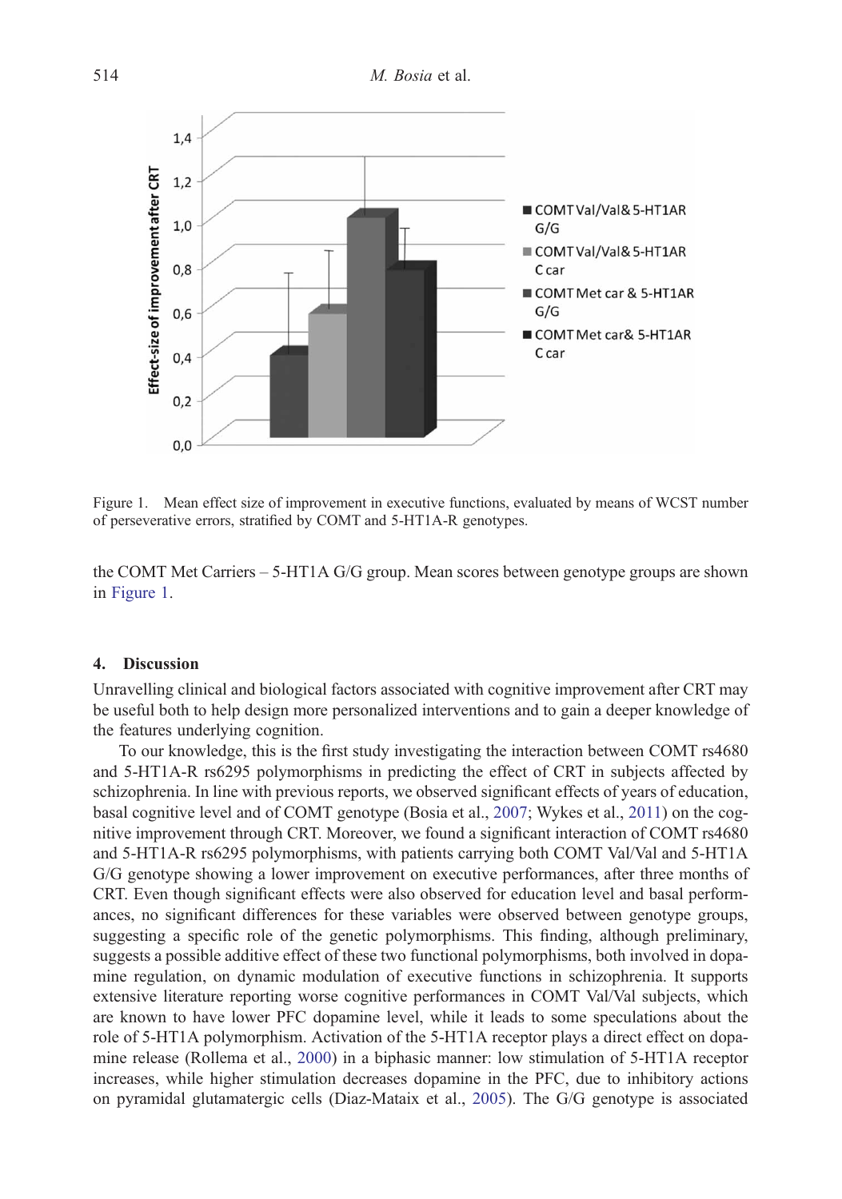Figure 1. Mean effect size of improvement in executive functions, evaluated by means of WCST number of perseverative errors, stratified by COMT and 5-HT1A-R genotypes.

the COMT Met Carriers – 5-HT1A G/G group. Mean scores between genotype groups are shown in Figure 1.

## 4. Discussion

Unravelling clinical and biological factors associated with cognitive improvement after CRT may be useful both to help design more personalized interventions and to gain a deeper knowledge of the features underlying cognition.

To our knowledge, this is the first study investigating the interaction between COMT rs4680 and 5-HT1A-R rs6295 polymorphisms in predicting the effect of CRT in subjects affected by schizophrenia. In line with previous reports, we observed significant effects of years of education, basal cognitive level and of COMT genotype (Bosia et al., 2007; Wykes et al., 2011) on the cognitive improvement through CRT. Moreover, we found a significant interaction of COMT rs4680 and 5-HT1A-R rs6295 polymorphisms, with patients carrying both COMT Val/Val and 5-HT1A G/G genotype showing a lower improvement on executive performances, after three months of CRT. Even though significant effects were also observed for education level and basal performances, no significant differences for these variables were observed between genotype groups, suggesting a specific role of the genetic polymorphisms. This finding, although preliminary, suggests a possible additive effect of these two functional polymorphisms, both involved in dopamine regulation, on dynamic modulation of executive functions in schizophrenia. It supports extensive literature reporting worse cognitive performances in COMT Val/Val subjects, which are known to have lower PFC dopamine level, while it leads to some speculations about the role of 5-HT1A polymorphism. Activation of the 5-HT1A receptor plays a direct effect on dopamine release (Rollema et al., 2000) in a biphasic manner: low stimulation of 5-HT1A receptor increases, while higher stimulation decreases dopamine in the PFC, due to inhibitory actions on pyramidal glutamatergic cells (Diaz-Mataix et al., 2005). The G/G genotype is associated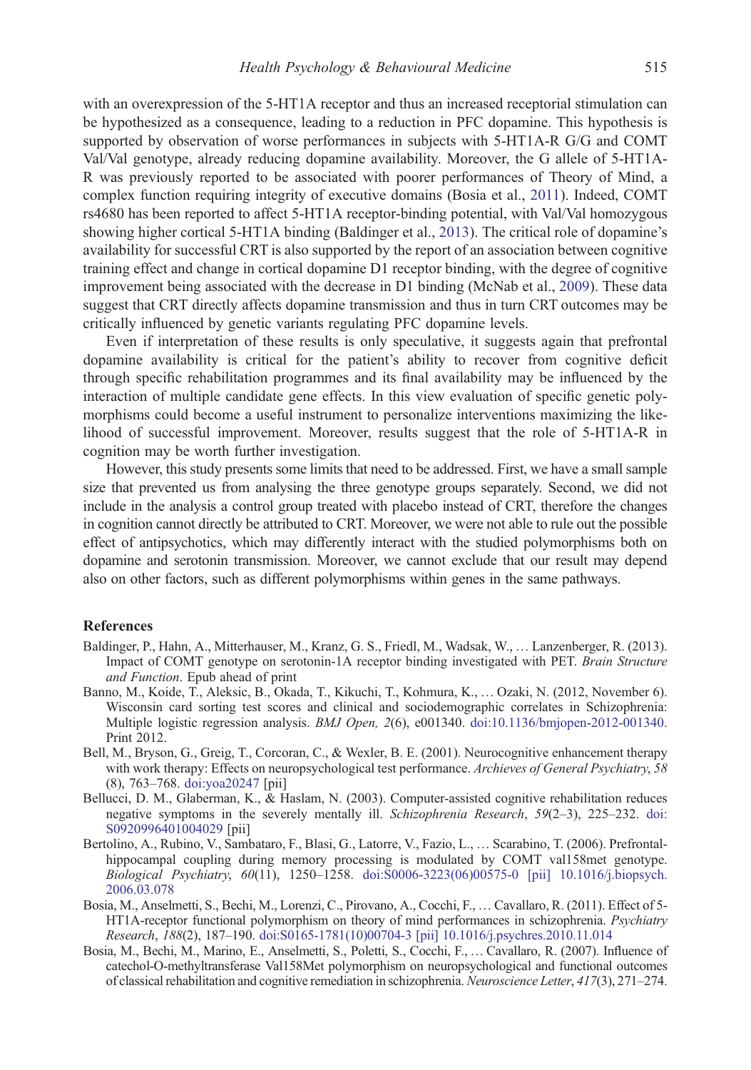with an overexpression of the 5-HT1A receptor and thus an increased receptorial stimulation can be hypothesized as a consequence, leading to a reduction in PFC dopamine. This hypothesis is supported by observation of worse performances in subjects with 5-HT1A-R G/G and COMT Val/Val genotype, already reducing dopamine availability. Moreover, the G allele of 5-HT1A-R was previously reported to be associated with poorer performances of Theory of Mind, a complex function requiring integrity of executive domains (Bosia et al., 2011). Indeed, COMT rs4680 has been reported to affect 5-HT1A receptor-binding potential, with Val/Val homozygous showing higher cortical 5-HT1A binding (Baldinger et al., 2013). The critical role of dopamine's availability for successful CRT is also supported by the report of an association between cognitive training effect and change in cortical dopamine D1 receptor binding, with the degree of cognitive improvement being associated with the decrease in D1 binding (McNab et al., 2009). These data suggest that CRT directly affects dopamine transmission and thus in turn CRT outcomes may be critically influenced by genetic variants regulating PFC dopamine levels.

Even if interpretation of these results is only speculative, it suggests again that prefrontal dopamine availability is critical for the patient's ability to recover from cognitive deficit through specific rehabilitation programmes and its final availability may be influenced by the interaction of multiple candidate gene effects. In this view evaluation of specific genetic polymorphisms could become a useful instrument to personalize interventions maximizing the likelihood of successful improvement. Moreover, results suggest that the role of 5-HT1A-R in cognition may be worth further investigation.

However, this study presents some limits that need to be addressed. First, we have a small sample size that prevented us from analysing the three genotype groups separately. Second, we did not include in the analysis a control group treated with placebo instead of CRT, therefore the changes in cognition cannot directly be attributed to CRT. Moreover, we were not able to rule out the possible effect of antipsychotics, which may differently interact with the studied polymorphisms both on dopamine and serotonin transmission. Moreover, we cannot exclude that our result may depend also on other factors, such as different polymorphisms within genes in the same pathways.

## References

Baldinger, P., Hahn, A., Mitterhauser, M., Kranz, G. S., Friedl, M., Wadsak, W., … Lanzenberger, R. (2013). Impact of COMT genotype on serotonin-1A receptor binding investigated with PET. *Brain Structure and Function*. Epub ahead of print

Banno, M., Koide, T., Aleksic, B., Okada, T., Kikuchi, T., Kohmura, K., … Ozaki, N. (2012, November 6). Wisconsin card sorting test scores and clinical and sociodemographic correlates in Schizophrenia: Multiple logistic regression analysis. *BMJ Open, 2*(6), e001340. doi:10.1136/bmjopen-2012-001340. Print 2012.

Bell, M., Bryson, G., Greig, T., Corcoran, C., & Wexler, B. E. (2001). Neurocognitive enhancement therapy with work therapy: Effects on neuropsychological test performance. *Archieves of General Psychiatry*, *58* (8), 763–768. doi:yoa20247 [pii]

Bellucci, D. M., Glaberman, K., & Haslam, N. (2003). Computer-assisted cognitive rehabilitation reduces negative symptoms in the severely mentally ill. *Schizophrenia Research*, *59*(2–3), 225–232. doi:S0920996401004029 [pii]

Bertolino, A., Rubino, V., Sambataro, F., Blasi, G., Latorre, V., Fazio, L., … Scarabino, T. (2006). Prefrontal-hippocampal coupling during memory processing is modulated by COMT val158met genotype. *Biological Psychiatry*, *60*(11), 1250–1258. doi:S0006-3223(06)00575-0 [pii] 10.1016/j.biopsych.2006.03.078

Bosia, M., Anselmetti, S., Bechi, M., Lorenzi, C., Pirovano, A., Cocchi, F., … Cavallaro, R. (2011). Effect of 5-HT1A-receptor functional polymorphism on theory of mind performances in schizophrenia. *Psychiatry Research*, *188*(2), 187–190. doi:S0165-1781(10)00704-3 [pii] 10.1016/j.psychres.2010.11.014

Bosia, M., Bechi, M., Marino, E., Anselmetti, S., Poletti, S., Cocchi, F., … Cavallaro, R. (2007). Influence of catechol-O-methyltransferase Val158Met polymorphism on neuropsychological and functional outcomes of classical rehabilitation and cognitive remediation in schizophrenia. *Neuroscience Letter*, *417*(3), 271–274.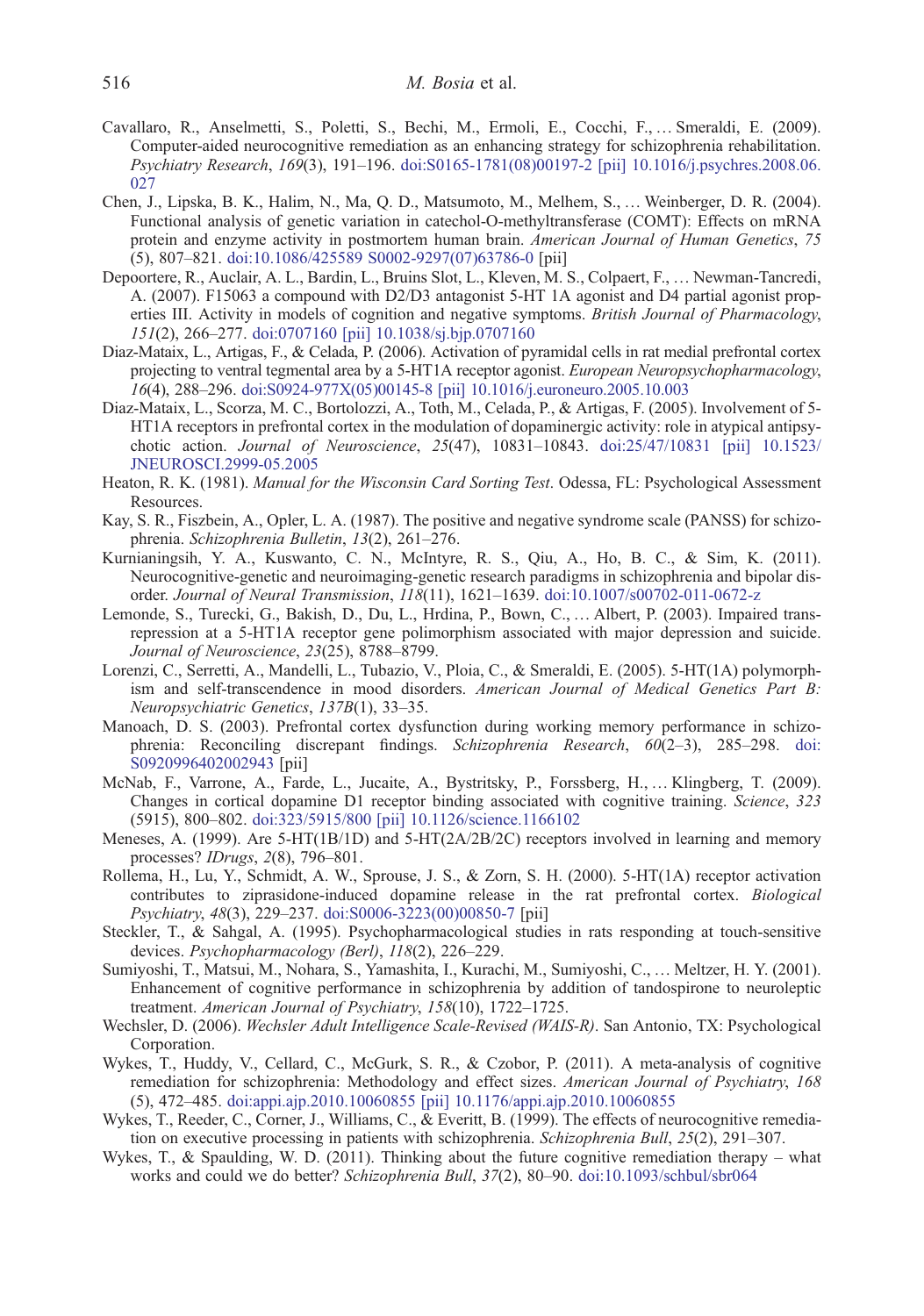Cavallaro, R., Anselmetti, S., Poletti, S., Bechi, M., Ermoli, E., Cocchi, F., … Smeraldi, E. (2009). Computer-aided neurocognitive remediation as an enhancing strategy for schizophrenia rehabilitation. *Psychiatry Research*, *169*(3), 191–196. doi:S0165-1781(08)00197-2 [pii] 10.1016/j.psychres.2008.06.027

Chen, J., Lipska, B. K., Halim, N., Ma, Q. D., Matsumoto, M., Melhem, S., … Weinberger, D. R. (2004). Functional analysis of genetic variation in catechol-O-methyltransferase (COMT): Effects on mRNA protein and enzyme activity in postmortem human brain. *American Journal of Human Genetics*, *75* (5), 807–821. doi:10.1086/425589 S0002-9297(07)63786-0 [pii]

Depoortere, R., Auclair, A. L., Bardin, L., Bruins Slot, L., Kleven, M. S., Colpaert, F., … Newman-Tancredi, A. (2007). F15063 a compound with D2/D3 antagonist 5-HT 1A agonist and D4 partial agonist properties III. Activity in models of cognition and negative symptoms. *British Journal of Pharmacology*, *151*(2), 266–277. doi:0707160 [pii] 10.1038/sj.bjp.0707160

Diaz-Mataix, L., Artigas, F., & Celada, P. (2006). Activation of pyramidal cells in rat medial prefrontal cortex projecting to ventral tegmental area by a 5-HT1A receptor agonist. *European Neuropsychopharmacology*, *16*(4), 288–296. doi:S0924-977X(05)00145-8 [pii] 10.1016/j.euroneuro.2005.10.003

Diaz-Mataix, L., Scorza, M. C., Bortolozzi, A., Toth, M., Celada, P., & Artigas, F. (2005). Involvement of 5-HT1A receptors in prefrontal cortex in the modulation of dopaminergic activity: role in atypical antipsychotic action. *Journal of Neuroscience*, *25*(47), 10831–10843. doi:25/47/10831 [pii] 10.1523/JNEUROSCI.2999-05.2005

Heaton, R. K. (1981). *Manual for the Wisconsin Card Sorting Test*. Odessa, FL: Psychological Assessment Resources.

Kay, S. R., Fiszbein, A., Opler, L. A. (1987). The positive and negative syndrome scale (PANSS) for schizophrenia. *Schizophrenia Bulletin*, *13*(2), 261–276.

Kurnianingsih, Y. A., Kuswanto, C. N., McIntyre, R. S., Qiu, A., Ho, B. C., & Sim, K. (2011). Neurocognitive-genetic and neuroimaging-genetic research paradigms in schizophrenia and bipolar disorder. *Journal of Neural Transmission*, *118*(11), 1621–1639. doi:10.1007/s00702-011-0672-z

Lemonde, S., Turecki, G., Bakish, D., Du, L., Hrdina, P., Bown, C., … Albert, P. (2003). Impaired transrepression at a 5-HT1A receptor gene polimorphism associated with major depression and suicide. *Journal of Neuroscience*, *23*(25), 8788–8799.

Lorenzi, C., Serretti, A., Mandelli, L., Tubazio, V., Ploia, C., & Smeraldi, E. (2005). 5-HT(1A) polymorphism and self-transcendence in mood disorders. *American Journal of Medical Genetics Part B: Neuropsychiatric Genetics*, *137B*(1), 33–35.

Manoach, D. S. (2003). Prefrontal cortex dysfunction during working memory performance in schizophrenia: Reconciling discrepant findings. *Schizophrenia Research*, *60*(2–3), 285–298. doi:S0920996402002943 [pii]

McNab, F., Varrone, A., Farde, L., Jucaite, A., Bystritsky, P., Forssberg, H., … Klingberg, T. (2009). Changes in cortical dopamine D1 receptor binding associated with cognitive training. *Science*, *323* (5915), 800–802. doi:323/5915/800 [pii] 10.1126/science.1166102

Meneses, A. (1999). Are 5-HT(1B/1D) and 5-HT(2A/2B/2C) receptors involved in learning and memory processes? *IDrugs*, *2*(8), 796–801.

Rollema, H., Lu, Y., Schmidt, A. W., Sprouse, J. S., & Zorn, S. H. (2000). 5-HT(1A) receptor activation contributes to ziprasidone-induced dopamine release in the rat prefrontal cortex. *Biological Psychiatry*, *48*(3), 229–237. doi:S0006-3223(00)00850-7 [pii]

Steckler, T., & Sahgal, A. (1995). Psychopharmacological studies in rats responding at touch-sensitive devices. *Psychopharmacology (Berl)*, *118*(2), 226–229.

Sumiyoshi, T., Matsui, M., Nohara, S., Yamashita, I., Kurachi, M., Sumiyoshi, C., … Meltzer, H. Y. (2001). Enhancement of cognitive performance in schizophrenia by addition of tandospirone to neuroleptic treatment. *American Journal of Psychiatry*, *158*(10), 1722–1725.

Wechsler, D. (2006). *Wechsler Adult Intelligence Scale-Revised (WAIS-R)*. San Antonio, TX: Psychological Corporation.

Wykes, T., Huddy, V., Cellard, C., McGurk, S. R., & Czobor, P. (2011). A meta-analysis of cognitive remediation for schizophrenia: Methodology and effect sizes. *American Journal of Psychiatry*, *168* (5), 472–485. doi:appi.ajp.2010.10060855 [pii] 10.1176/appi.ajp.2010.10060855

Wykes, T., Reeder, C., Corner, J., Williams, C., & Everitt, B. (1999). The effects of neurocognitive remediation on executive processing in patients with schizophrenia. *Schizophrenia Bull*, *25*(2), 291–307.

Wykes, T., & Spaulding, W. D. (2011). Thinking about the future cognitive remediation therapy – what works and could we do better? *Schizophrenia Bull*, *37*(2), 80–90. doi:10.1093/schbul/sbr064